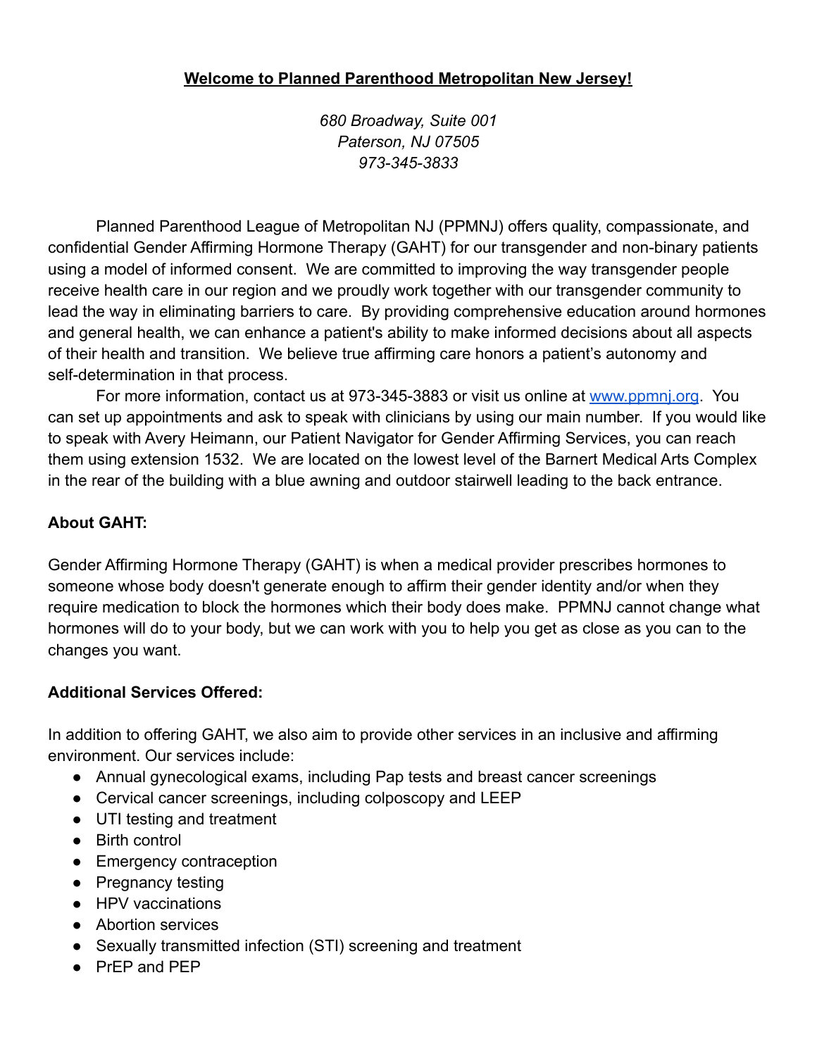# **Welcome to Planned Parenthood Metropolitan New Jersey!**

*680 Broadway, Suite 001*
*Paterson, NJ 07505*
*973-345-3833*

Planned Parenthood League of Metropolitan NJ (PPMNJ) offers quality, compassionate, and confidential Gender Affirming Hormone Therapy (GAHT) for our transgender and non-binary patients using a model of informed consent. We are committed to improving the way transgender people receive health care in our region and we proudly work together with our transgender community to lead the way in eliminating barriers to care. By providing comprehensive education around hormones and general health, we can enhance a patient's ability to make informed decisions about all aspects of their health and transition. We believe true affirming care honors a patient's autonomy and self-determination in that process.

For more information, contact us at 973-345-3883 or visit us online at [www.ppmnj.org](http://www.ppmnj.org). You can set up appointments and ask to speak with clinicians by using our main number. If you would like to speak with Avery Heimann, our Patient Navigator for Gender Affirming Services, you can reach them using extension 1532. We are located on the lowest level of the Barnert Medical Arts Complex in the rear of the building with a blue awning and outdoor stairwell leading to the back entrance.

## **About GAHT:**

Gender Affirming Hormone Therapy (GAHT) is when a medical provider prescribes hormones to someone whose body doesn't generate enough to affirm their gender identity and/or when they require medication to block the hormones which their body does make. PPMNJ cannot change what hormones will do to your body, but we can work with you to help you get as close as you can to the changes you want.

## **Additional Services Offered:**

In addition to offering GAHT, we also aim to provide other services in an inclusive and affirming environment. Our services include:

- Annual gynecological exams, including Pap tests and breast cancer screenings
- Cervical cancer screenings, including colposcopy and LEEP
- UTI testing and treatment
- Birth control
- Emergency contraception
- Pregnancy testing
- HPV vaccinations
- Abortion services
- Sexually transmitted infection (STI) screening and treatment
- PrEP and PEP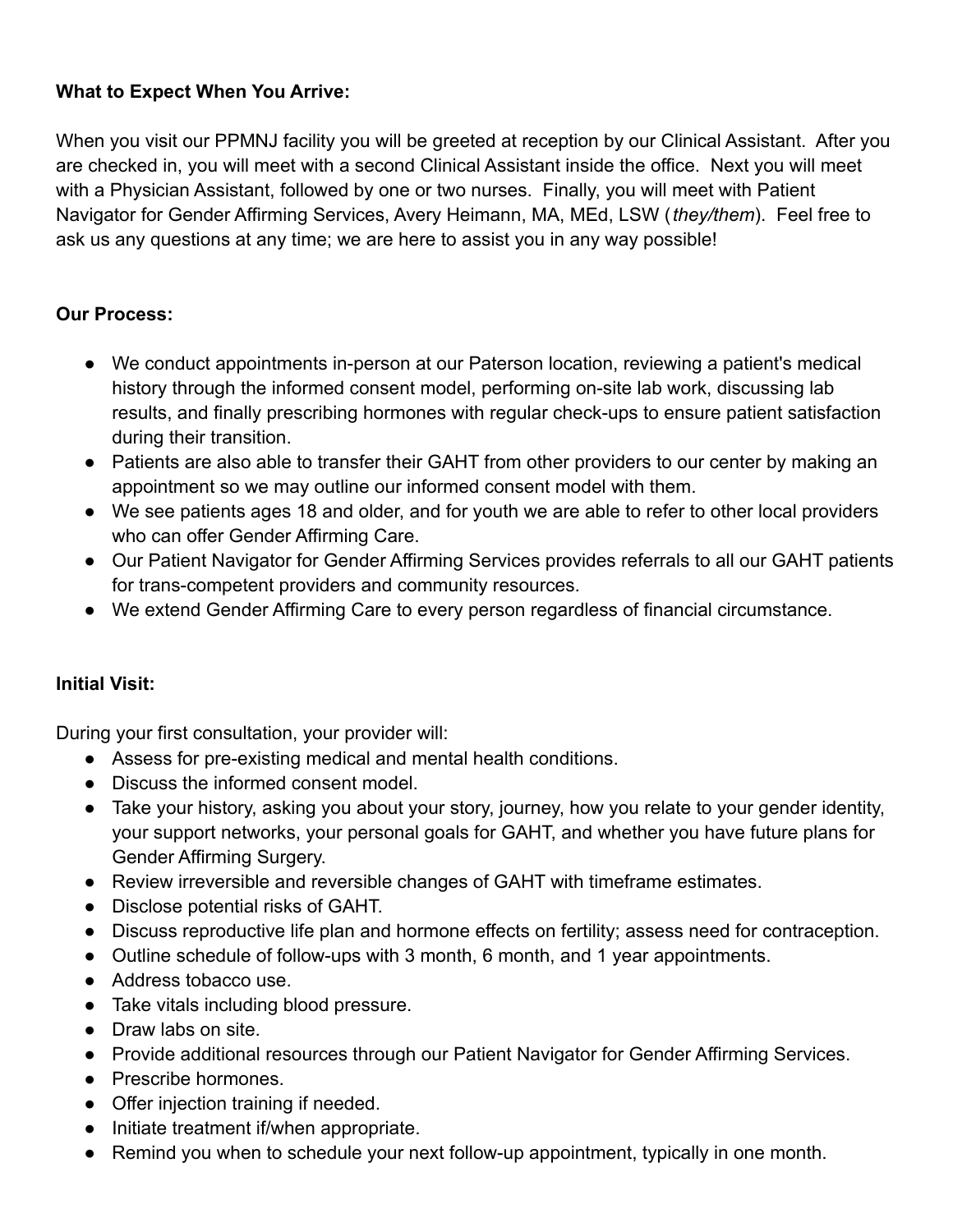**What to Expect When You Arrive:**

When you visit our PPMNJ facility you will be greeted at reception by our Clinical Assistant. After you are checked in, you will meet with a second Clinical Assistant inside the office. Next you will meet with a Physician Assistant, followed by one or two nurses. Finally, you will meet with Patient Navigator for Gender Affirming Services, Avery Heimann, MA, MEd, LSW (*they/them*). Feel free to ask us any questions at any time; we are here to assist you in any way possible!

**Our Process:**

- We conduct appointments in-person at our Paterson location, reviewing a patient's medical history through the informed consent model, performing on-site lab work, discussing lab results, and finally prescribing hormones with regular check-ups to ensure patient satisfaction during their transition.
- Patients are also able to transfer their GAHT from other providers to our center by making an appointment so we may outline our informed consent model with them.
- We see patients ages 18 and older, and for youth we are able to refer to other local providers who can offer Gender Affirming Care.
- Our Patient Navigator for Gender Affirming Services provides referrals to all our GAHT patients for trans-competent providers and community resources.
- We extend Gender Affirming Care to every person regardless of financial circumstance.

**Initial Visit:**

During your first consultation, your provider will:

- Assess for pre-existing medical and mental health conditions.
- Discuss the informed consent model.
- Take your history, asking you about your story, journey, how you relate to your gender identity, your support networks, your personal goals for GAHT, and whether you have future plans for Gender Affirming Surgery.
- Review irreversible and reversible changes of GAHT with timeframe estimates.
- Disclose potential risks of GAHT.
- Discuss reproductive life plan and hormone effects on fertility; assess need for contraception.
- Outline schedule of follow-ups with 3 month, 6 month, and 1 year appointments.
- Address tobacco use.
- Take vitals including blood pressure.
- Draw labs on site.
- Provide additional resources through our Patient Navigator for Gender Affirming Services.
- Prescribe hormones.
- Offer injection training if needed.
- Initiate treatment if/when appropriate.
- Remind you when to schedule your next follow-up appointment, typically in one month.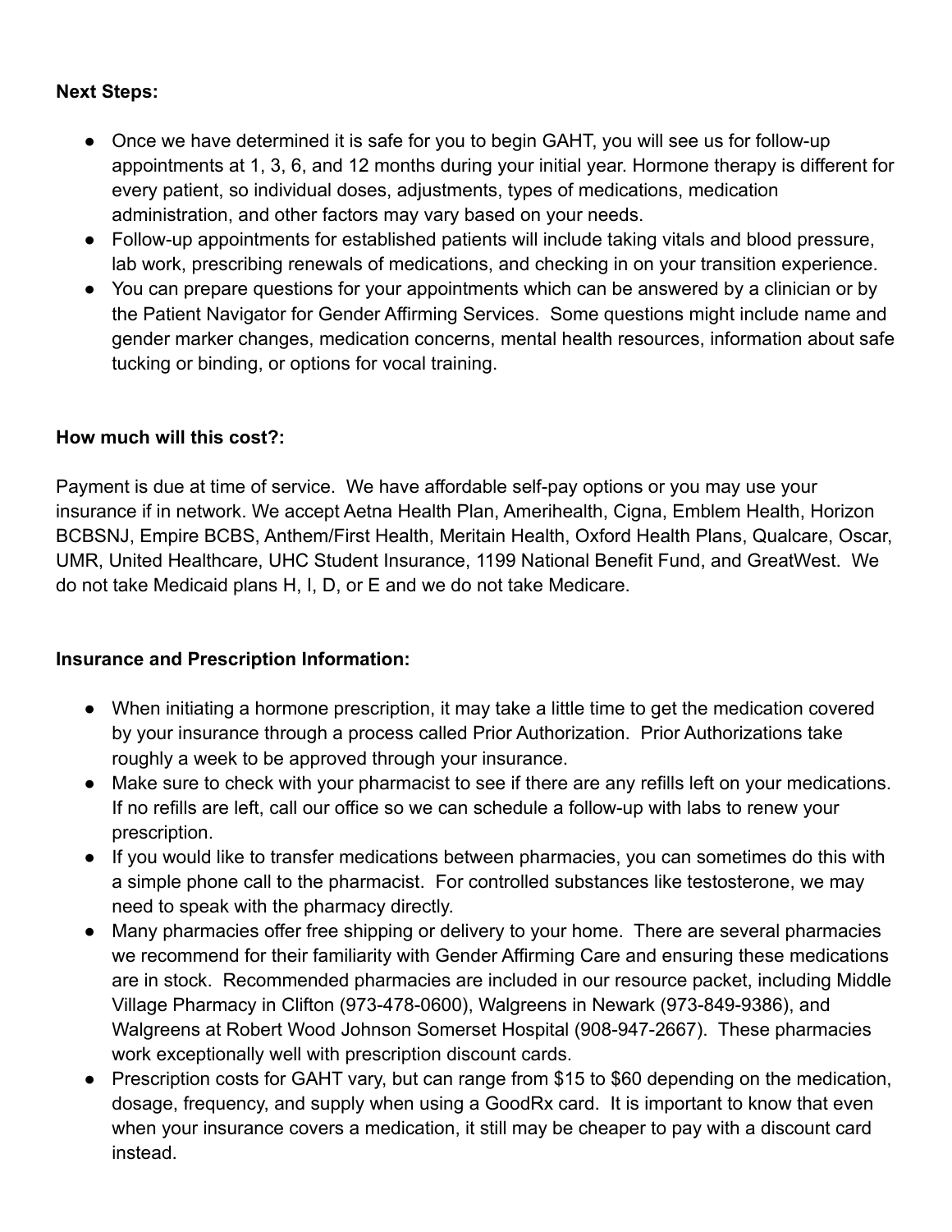**Next Steps:**

- Once we have determined it is safe for you to begin GAHT, you will see us for follow-up appointments at 1, 3, 6, and 12 months during your initial year. Hormone therapy is different for every patient, so individual doses, adjustments, types of medications, medication administration, and other factors may vary based on your needs.
- Follow-up appointments for established patients will include taking vitals and blood pressure, lab work, prescribing renewals of medications, and checking in on your transition experience.
- You can prepare questions for your appointments which can be answered by a clinician or by the Patient Navigator for Gender Affirming Services. Some questions might include name and gender marker changes, medication concerns, mental health resources, information about safe tucking or binding, or options for vocal training.

**How much will this cost?:**

Payment is due at time of service. We have affordable self-pay options or you may use your insurance if in network. We accept Aetna Health Plan, Amerihealth, Cigna, Emblem Health, Horizon BCBSNJ, Empire BCBS, Anthem/First Health, Meritain Health, Oxford Health Plans, Qualcare, Oscar, UMR, United Healthcare, UHC Student Insurance, 1199 National Benefit Fund, and GreatWest. We do not take Medicaid plans H, I, D, or E and we do not take Medicare.

**Insurance and Prescription Information:**

- When initiating a hormone prescription, it may take a little time to get the medication covered by your insurance through a process called Prior Authorization. Prior Authorizations take roughly a week to be approved through your insurance.
- Make sure to check with your pharmacist to see if there are any refills left on your medications. If no refills are left, call our office so we can schedule a follow-up with labs to renew your prescription.
- If you would like to transfer medications between pharmacies, you can sometimes do this with a simple phone call to the pharmacist. For controlled substances like testosterone, we may need to speak with the pharmacy directly.
- Many pharmacies offer free shipping or delivery to your home. There are several pharmacies we recommend for their familiarity with Gender Affirming Care and ensuring these medications are in stock. Recommended pharmacies are included in our resource packet, including Middle Village Pharmacy in Clifton (973-478-0600), Walgreens in Newark (973-849-9386), and Walgreens at Robert Wood Johnson Somerset Hospital (908-947-2667). These pharmacies work exceptionally well with prescription discount cards.
- Prescription costs for GAHT vary, but can range from $15 to $60 depending on the medication, dosage, frequency, and supply when using a GoodRx card. It is important to know that even when your insurance covers a medication, it still may be cheaper to pay with a discount card instead.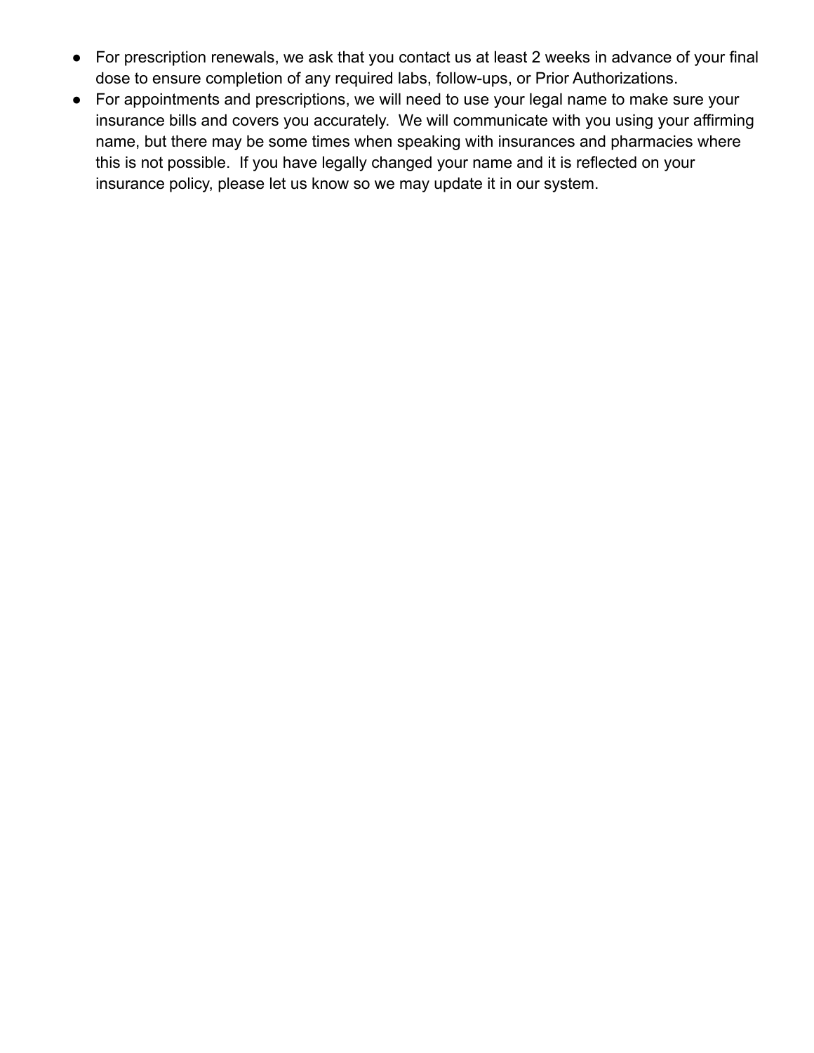- For prescription renewals, we ask that you contact us at least 2 weeks in advance of your final dose to ensure completion of any required labs, follow-ups, or Prior Authorizations.
- For appointments and prescriptions, we will need to use your legal name to make sure your insurance bills and covers you accurately.  We will communicate with you using your affirming name, but there may be some times when speaking with insurances and pharmacies where this is not possible.  If you have legally changed your name and it is reflected on your insurance policy, please let us know so we may update it in our system.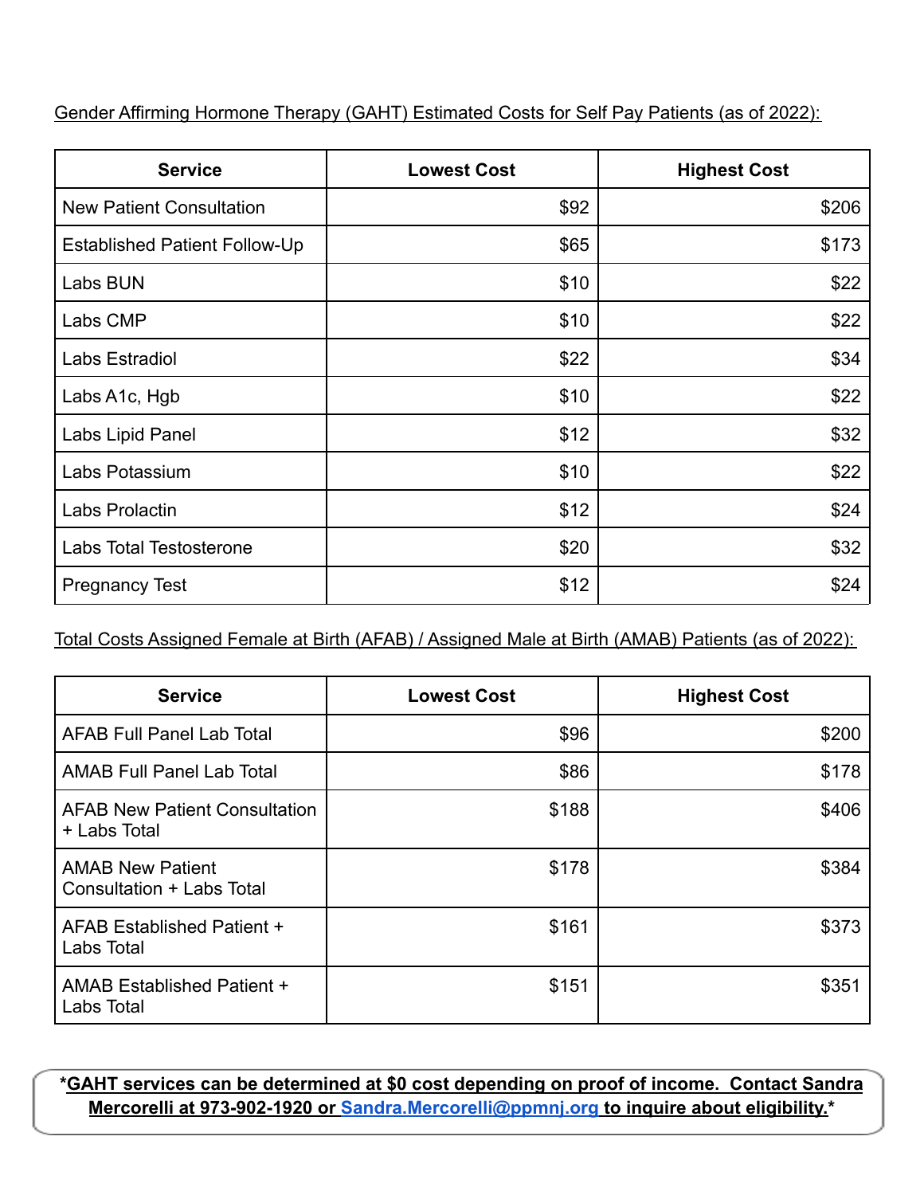Gender Affirming Hormone Therapy (GAHT) Estimated Costs for Self Pay Patients (as of 2022):

| Service | Lowest Cost | Highest Cost |
| --- | --- | --- |
| New Patient Consultation | $92 | $206 |
| Established Patient Follow-Up | $65 | $173 |
| Labs BUN | $10 | $22 |
| Labs CMP | $10 | $22 |
| Labs Estradiol | $22 | $34 |
| Labs A1c, Hgb | $10 | $22 |
| Labs Lipid Panel | $12 | $32 |
| Labs Potassium | $10 | $22 |
| Labs Prolactin | $12 | $24 |
| Labs Total Testosterone | $20 | $32 |
| Pregnancy Test | $12 | $24 |

Total Costs Assigned Female at Birth (AFAB) / Assigned Male at Birth (AMAB) Patients (as of 2022):

| Service | Lowest Cost | Highest Cost |
| --- | --- | --- |
| AFAB Full Panel Lab Total | $96 | $200 |
| AMAB Full Panel Lab Total | $86 | $178 |
| AFAB New Patient Consultation + Labs Total | $188 | $406 |
| AMAB New Patient Consultation + Labs Total | $178 | $384 |
| AFAB Established Patient + Labs Total | $161 | $373 |
| AMAB Established Patient + Labs Total | $151 | $351 |

**\*GAHT services can be determined at $0 cost depending on proof of income. Contact Sandra Mercorelli at 973-902-1920 or Sandra.Mercorelli@ppmnj.org to inquire about eligibility.\***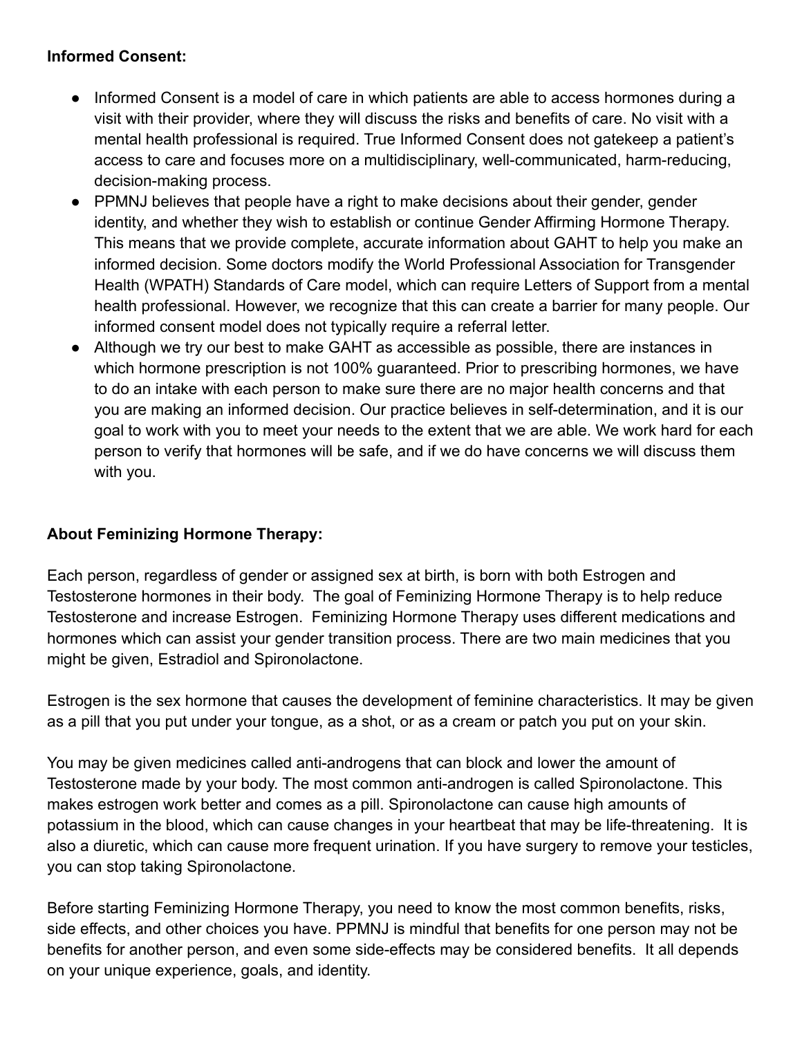**Informed Consent:**

- Informed Consent is a model of care in which patients are able to access hormones during a visit with their provider, where they will discuss the risks and benefits of care. No visit with a mental health professional is required. True Informed Consent does not gatekeep a patient's access to care and focuses more on a multidisciplinary, well-communicated, harm-reducing, decision-making process.
- PPMNJ believes that people have a right to make decisions about their gender, gender identity, and whether they wish to establish or continue Gender Affirming Hormone Therapy. This means that we provide complete, accurate information about GAHT to help you make an informed decision. Some doctors modify the World Professional Association for Transgender Health (WPATH) Standards of Care model, which can require Letters of Support from a mental health professional. However, we recognize that this can create a barrier for many people. Our informed consent model does not typically require a referral letter.
- Although we try our best to make GAHT as accessible as possible, there are instances in which hormone prescription is not 100% guaranteed. Prior to prescribing hormones, we have to do an intake with each person to make sure there are no major health concerns and that you are making an informed decision. Our practice believes in self-determination, and it is our goal to work with you to meet your needs to the extent that we are able. We work hard for each person to verify that hormones will be safe, and if we do have concerns we will discuss them with you.

**About Feminizing Hormone Therapy:**

Each person, regardless of gender or assigned sex at birth, is born with both Estrogen and Testosterone hormones in their body. The goal of Feminizing Hormone Therapy is to help reduce Testosterone and increase Estrogen. Feminizing Hormone Therapy uses different medications and hormones which can assist your gender transition process. There are two main medicines that you might be given, Estradiol and Spironolactone.

Estrogen is the sex hormone that causes the development of feminine characteristics. It may be given as a pill that you put under your tongue, as a shot, or as a cream or patch you put on your skin.

You may be given medicines called anti-androgens that can block and lower the amount of Testosterone made by your body. The most common anti-androgen is called Spironolactone. This makes estrogen work better and comes as a pill. Spironolactone can cause high amounts of potassium in the blood, which can cause changes in your heartbeat that may be life-threatening. It is also a diuretic, which can cause more frequent urination. If you have surgery to remove your testicles, you can stop taking Spironolactone.

Before starting Feminizing Hormone Therapy, you need to know the most common benefits, risks, side effects, and other choices you have. PPMNJ is mindful that benefits for one person may not be benefits for another person, and even some side-effects may be considered benefits. It all depends on your unique experience, goals, and identity.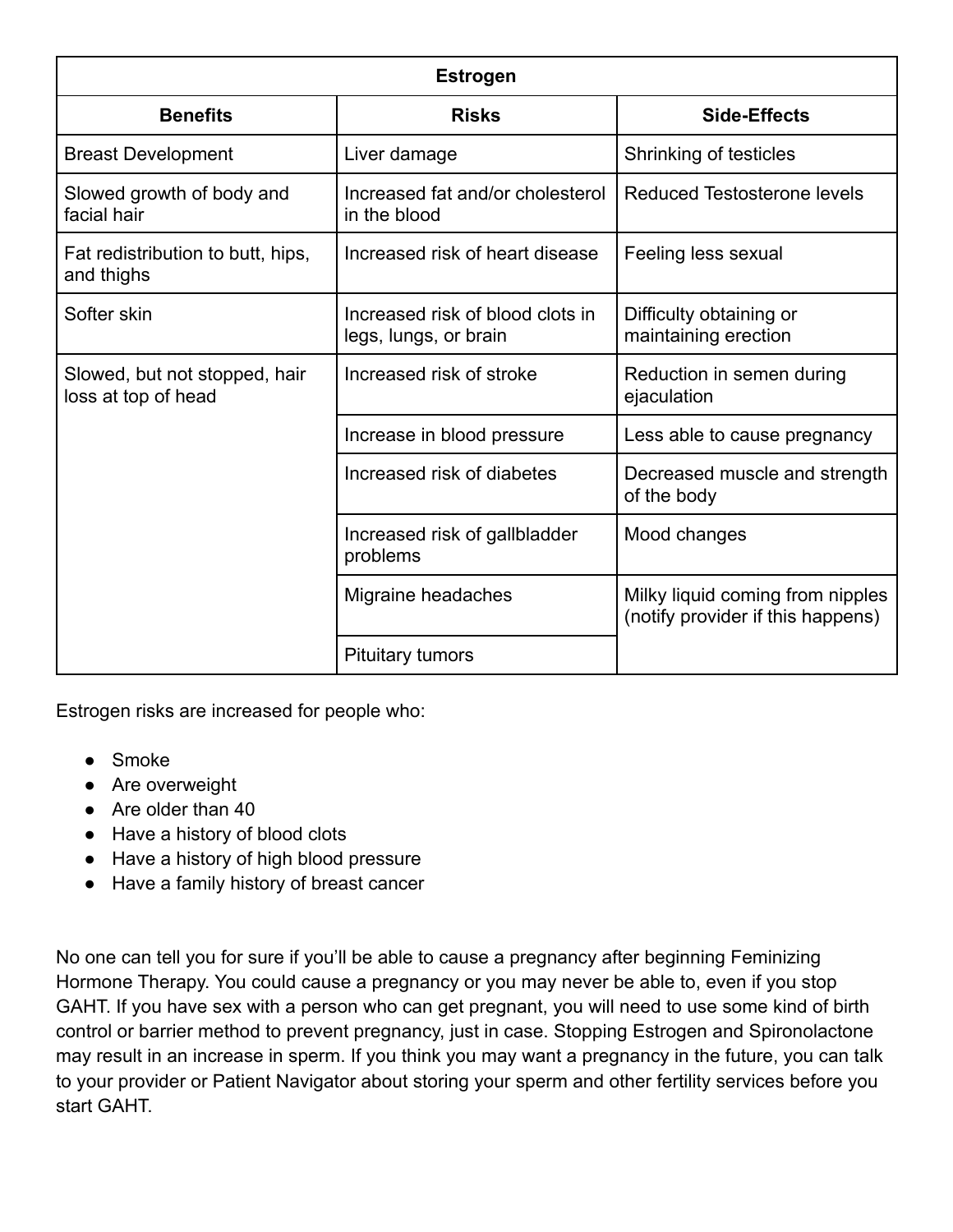| Estrogen | | |
|---|---|---|
| **Benefits** | **Risks** | **Side-Effects** |
| Breast Development | Liver damage | Shrinking of testicles |
| Slowed growth of body and facial hair | Increased fat and/or cholesterol in the blood | Reduced Testosterone levels |
| Fat redistribution to butt, hips, and thighs | Increased risk of heart disease | Feeling less sexual |
| Softer skin | Increased risk of blood clots in legs, lungs, or brain | Difficulty obtaining or maintaining erection |
| Slowed, but not stopped, hair loss at top of head | Increased risk of stroke | Reduction in semen during ejaculation |
| | Increase in blood pressure | Less able to cause pregnancy |
| | Increased risk of diabetes | Decreased muscle and strength of the body |
| | Increased risk of gallbladder problems | Mood changes |
| | Migraine headaches | Milky liquid coming from nipples (notify provider if this happens) |
| | Pituitary tumors | |

Estrogen risks are increased for people who:

- Smoke
- Are overweight
- Are older than 40
- Have a history of blood clots
- Have a history of high blood pressure
- Have a family history of breast cancer

No one can tell you for sure if you'll be able to cause a pregnancy after beginning Feminizing Hormone Therapy. You could cause a pregnancy or you may never be able to, even if you stop GAHT. If you have sex with a person who can get pregnant, you will need to use some kind of birth control or barrier method to prevent pregnancy, just in case. Stopping Estrogen and Spironolactone may result in an increase in sperm. If you think you may want a pregnancy in the future, you can talk to your provider or Patient Navigator about storing your sperm and other fertility services before you start GAHT.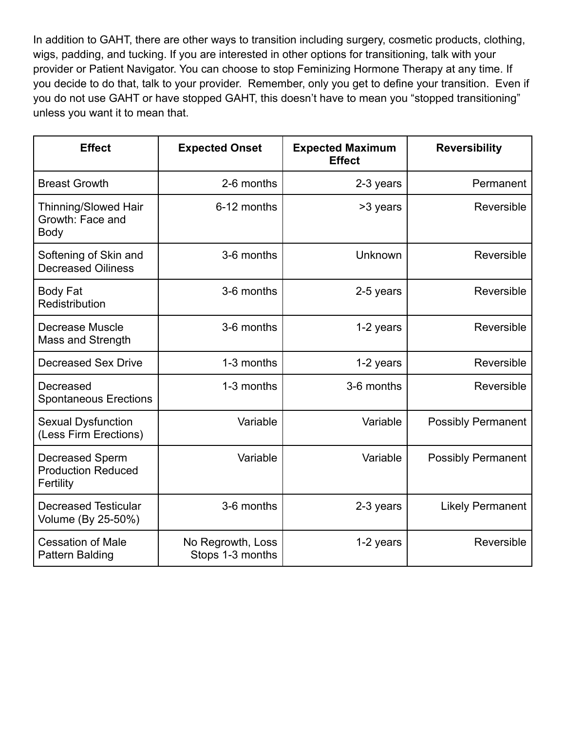In addition to GAHT, there are other ways to transition including surgery, cosmetic products, clothing, wigs, padding, and tucking. If you are interested in other options for transitioning, talk with your provider or Patient Navigator. You can choose to stop Feminizing Hormone Therapy at any time. If you decide to do that, talk to your provider. Remember, only you get to define your transition. Even if you do not use GAHT or have stopped GAHT, this doesn't have to mean you "stopped transitioning" unless you want it to mean that.

| Effect | Expected Onset | Expected Maximum Effect | Reversibility |
|---|---|---|---|
| Breast Growth | 2-6 months | 2-3 years | Permanent |
| Thinning/Slowed Hair Growth: Face and Body | 6-12 months | >3 years | Reversible |
| Softening of Skin and Decreased Oiliness | 3-6 months | Unknown | Reversible |
| Body Fat Redistribution | 3-6 months | 2-5 years | Reversible |
| Decrease Muscle Mass and Strength | 3-6 months | 1-2 years | Reversible |
| Decreased Sex Drive | 1-3 months | 1-2 years | Reversible |
| Decreased Spontaneous Erections | 1-3 months | 3-6 months | Reversible |
| Sexual Dysfunction (Less Firm Erections) | Variable | Variable | Possibly Permanent |
| Decreased Sperm Production Reduced Fertility | Variable | Variable | Possibly Permanent |
| Decreased Testicular Volume (By 25-50%) | 3-6 months | 2-3 years | Likely Permanent |
| Cessation of Male Pattern Balding | No Regrowth, Loss Stops 1-3 months | 1-2 years | Reversible |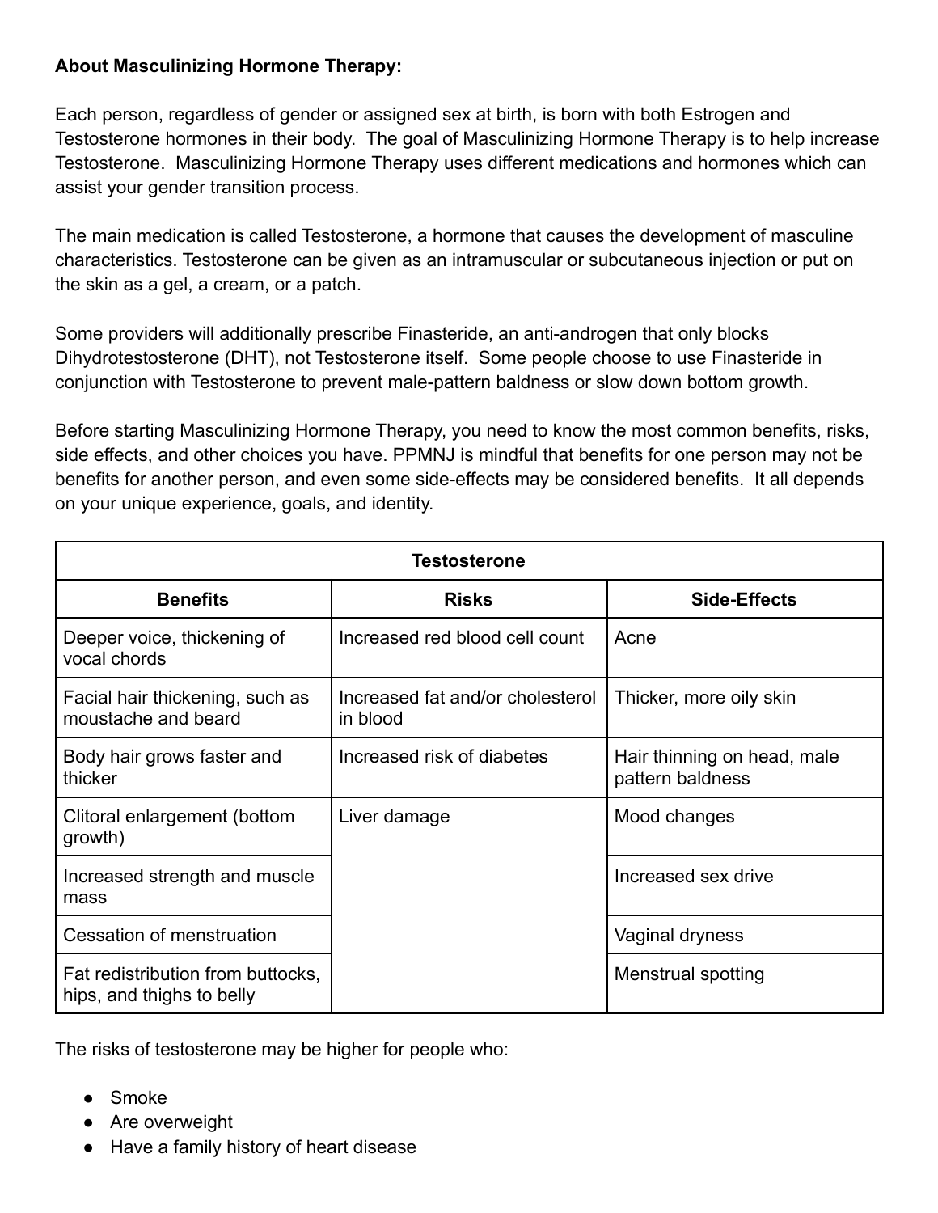**About Masculinizing Hormone Therapy:**

Each person, regardless of gender or assigned sex at birth, is born with both Estrogen and Testosterone hormones in their body. The goal of Masculinizing Hormone Therapy is to help increase Testosterone. Masculinizing Hormone Therapy uses different medications and hormones which can assist your gender transition process.

The main medication is called Testosterone, a hormone that causes the development of masculine characteristics. Testosterone can be given as an intramuscular or subcutaneous injection or put on the skin as a gel, a cream, or a patch.

Some providers will additionally prescribe Finasteride, an anti-androgen that only blocks Dihydrotestosterone (DHT), not Testosterone itself. Some people choose to use Finasteride in conjunction with Testosterone to prevent male-pattern baldness or slow down bottom growth.

Before starting Masculinizing Hormone Therapy, you need to know the most common benefits, risks, side effects, and other choices you have. PPMNJ is mindful that benefits for one person may not be benefits for another person, and even some side-effects may be considered benefits. It all depends on your unique experience, goals, and identity.

| Testosterone | | |
|---|---|---|
| **Benefits** | **Risks** | **Side-Effects** |
| Deeper voice, thickening of vocal chords | Increased red blood cell count | Acne |
| Facial hair thickening, such as moustache and beard | Increased fat and/or cholesterol in blood | Thicker, more oily skin |
| Body hair grows faster and thicker | Increased risk of diabetes | Hair thinning on head, male pattern baldness |
| Clitoral enlargement (bottom growth) | Liver damage | Mood changes |
| Increased strength and muscle mass | | Increased sex drive |
| Cessation of menstruation | | Vaginal dryness |
| Fat redistribution from buttocks, hips, and thighs to belly | | Menstrual spotting |

The risks of testosterone may be higher for people who:

- Smoke
- Are overweight
- Have a family history of heart disease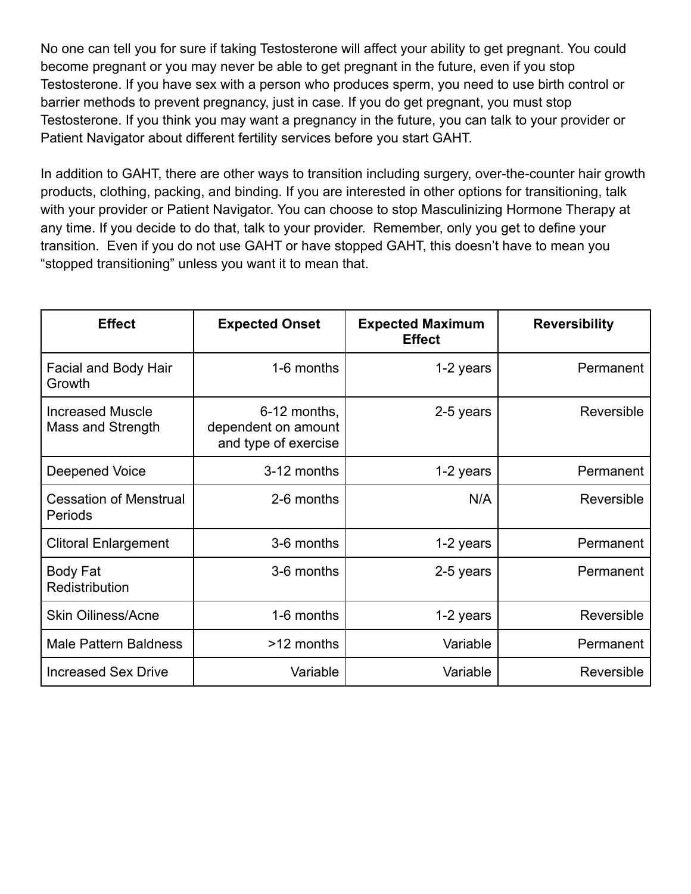No one can tell you for sure if taking Testosterone will affect your ability to get pregnant. You could become pregnant or you may never be able to get pregnant in the future, even if you stop Testosterone. If you have sex with a person who produces sperm, you need to use birth control or barrier methods to prevent pregnancy, just in case. If you do get pregnant, you must stop Testosterone. If you think you may want a pregnancy in the future, you can talk to your provider or Patient Navigator about different fertility services before you start GAHT.

In addition to GAHT, there are other ways to transition including surgery, over-the-counter hair growth products, clothing, packing, and binding. If you are interested in other options for transitioning, talk with your provider or Patient Navigator. You can choose to stop Masculinizing Hormone Therapy at any time. If you decide to do that, talk to your provider. Remember, only you get to define your transition. Even if you do not use GAHT or have stopped GAHT, this doesn't have to mean you "stopped transitioning" unless you want it to mean that.

| Effect | Expected Onset | Expected Maximum Effect | Reversibility |
|---|---:|---:|---:|
| Facial and Body Hair Growth | 1-6 months | 1-2 years | Permanent |
| Increased Muscle Mass and Strength | 6-12 months, dependent on amount and type of exercise | 2-5 years | Reversible |
| Deepened Voice | 3-12 months | 1-2 years | Permanent |
| Cessation of Menstrual Periods | 2-6 months | N/A | Reversible |
| Clitoral Enlargement | 3-6 months | 1-2 years | Permanent |
| Body Fat Redistribution | 3-6 months | 2-5 years | Permanent |
| Skin Oiliness/Acne | 1-6 months | 1-2 years | Reversible |
| Male Pattern Baldness | >12 months | Variable | Permanent |
| Increased Sex Drive | Variable | Variable | Reversible |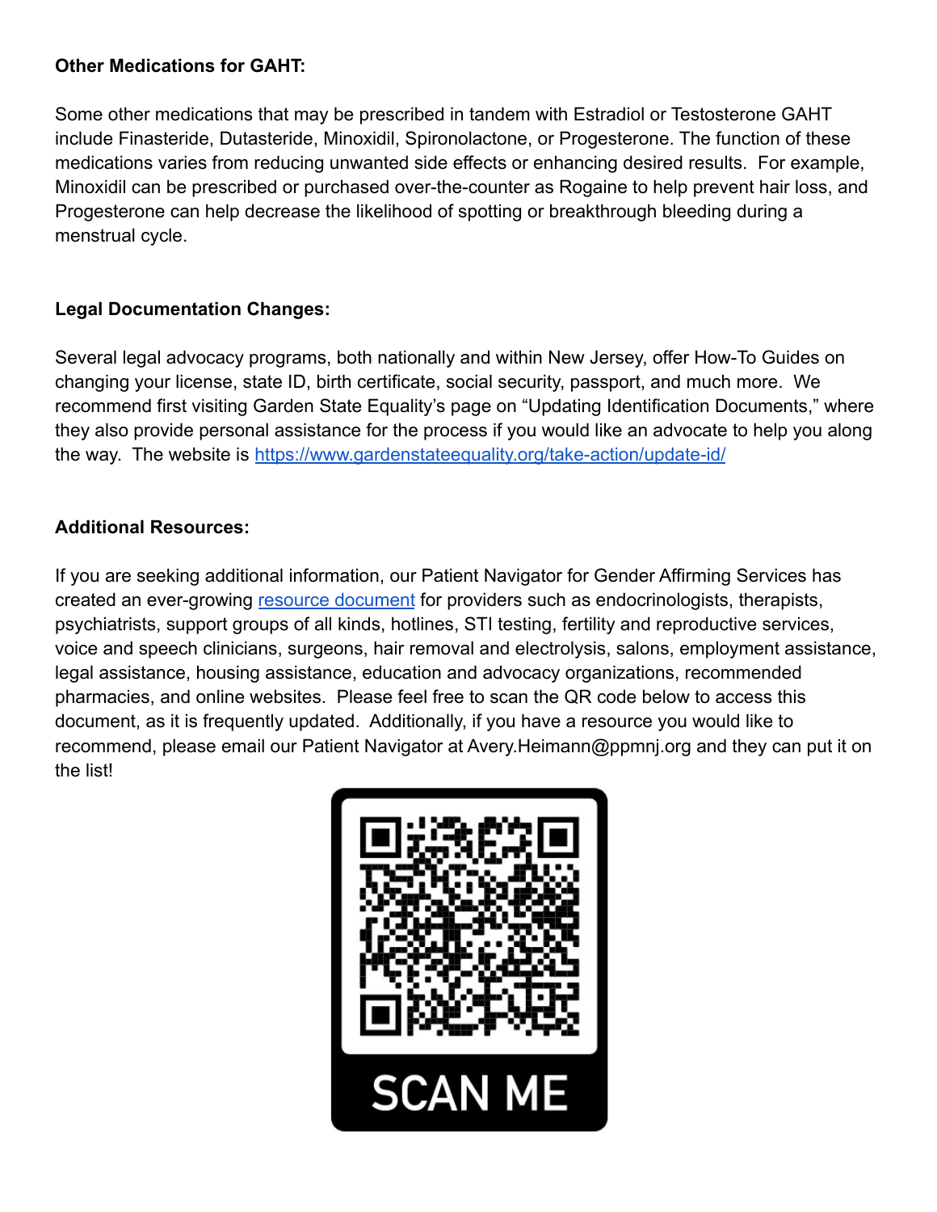**Other Medications for GAHT:**

Some other medications that may be prescribed in tandem with Estradiol or Testosterone GAHT include Finasteride, Dutasteride, Minoxidil, Spironolactone, or Progesterone. The function of these medications varies from reducing unwanted side effects or enhancing desired results. For example, Minoxidil can be prescribed or purchased over-the-counter as Rogaine to help prevent hair loss, and Progesterone can help decrease the likelihood of spotting or breakthrough bleeding during a menstrual cycle.

**Legal Documentation Changes:**

Several legal advocacy programs, both nationally and within New Jersey, offer How-To Guides on changing your license, state ID, birth certificate, social security, passport, and much more. We recommend first visiting Garden State Equality's page on "Updating Identification Documents," where they also provide personal assistance for the process if you would like an advocate to help you along the way. The website is https://www.gardenstateequality.org/take-action/update-id/

**Additional Resources:**

If you are seeking additional information, our Patient Navigator for Gender Affirming Services has created an ever-growing resource document for providers such as endocrinologists, therapists, psychiatrists, support groups of all kinds, hotlines, STI testing, fertility and reproductive services, voice and speech clinicians, surgeons, hair removal and electrolysis, salons, employment assistance, legal assistance, housing assistance, education and advocacy organizations, recommended pharmacies, and online websites. Please feel free to scan the QR code below to access this document, as it is frequently updated. Additionally, if you have a resource you would like to recommend, please email our Patient Navigator at Avery.Heimann@ppmnj.org and they can put it on the list!

SCAN ME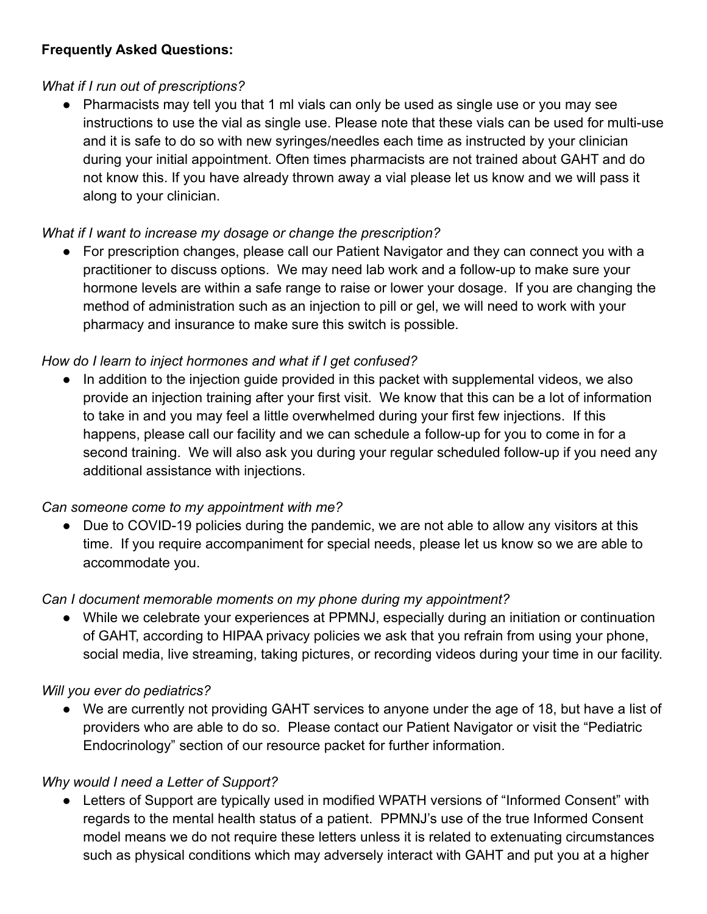**Frequently Asked Questions:**

*What if I run out of prescriptions?*

- Pharmacists may tell you that 1 ml vials can only be used as single use or you may see instructions to use the vial as single use. Please note that these vials can be used for multi-use and it is safe to do so with new syringes/needles each time as instructed by your clinician during your initial appointment. Often times pharmacists are not trained about GAHT and do not know this. If you have already thrown away a vial please let us know and we will pass it along to your clinician.

*What if I want to increase my dosage or change the prescription?*

- For prescription changes, please call our Patient Navigator and they can connect you with a practitioner to discuss options. We may need lab work and a follow-up to make sure your hormone levels are within a safe range to raise or lower your dosage. If you are changing the method of administration such as an injection to pill or gel, we will need to work with your pharmacy and insurance to make sure this switch is possible.

*How do I learn to inject hormones and what if I get confused?*

- In addition to the injection guide provided in this packet with supplemental videos, we also provide an injection training after your first visit. We know that this can be a lot of information to take in and you may feel a little overwhelmed during your first few injections. If this happens, please call our facility and we can schedule a follow-up for you to come in for a second training. We will also ask you during your regular scheduled follow-up if you need any additional assistance with injections.

*Can someone come to my appointment with me?*

- Due to COVID-19 policies during the pandemic, we are not able to allow any visitors at this time. If you require accompaniment for special needs, please let us know so we are able to accommodate you.

*Can I document memorable moments on my phone during my appointment?*

- While we celebrate your experiences at PPMNJ, especially during an initiation or continuation of GAHT, according to HIPAA privacy policies we ask that you refrain from using your phone, social media, live streaming, taking pictures, or recording videos during your time in our facility.

*Will you ever do pediatrics?*

- We are currently not providing GAHT services to anyone under the age of 18, but have a list of providers who are able to do so. Please contact our Patient Navigator or visit the "Pediatric Endocrinology" section of our resource packet for further information.

*Why would I need a Letter of Support?*

- Letters of Support are typically used in modified WPATH versions of "Informed Consent" with regards to the mental health status of a patient. PPMNJ's use of the true Informed Consent model means we do not require these letters unless it is related to extenuating circumstances such as physical conditions which may adversely interact with GAHT and put you at a higher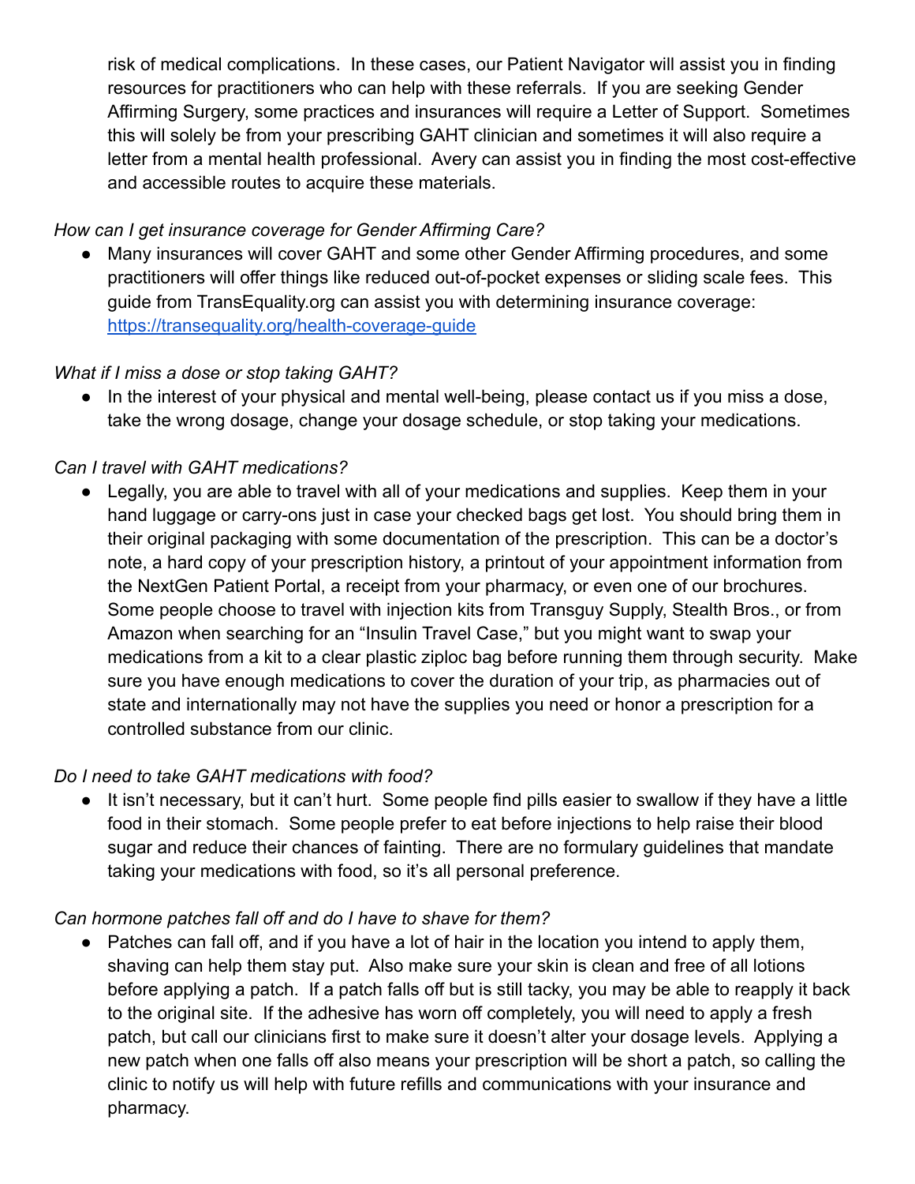risk of medical complications. In these cases, our Patient Navigator will assist you in finding resources for practitioners who can help with these referrals. If you are seeking Gender Affirming Surgery, some practices and insurances will require a Letter of Support. Sometimes this will solely be from your prescribing GAHT clinician and sometimes it will also require a letter from a mental health professional. Avery can assist you in finding the most cost-effective and accessible routes to acquire these materials.

*How can I get insurance coverage for Gender Affirming Care?*

- Many insurances will cover GAHT and some other Gender Affirming procedures, and some practitioners will offer things like reduced out-of-pocket expenses or sliding scale fees. This guide from TransEquality.org can assist you with determining insurance coverage: [https://transequality.org/health-coverage-guide](https://transequality.org/health-coverage-guide)

*What if I miss a dose or stop taking GAHT?*

- In the interest of your physical and mental well-being, please contact us if you miss a dose, take the wrong dosage, change your dosage schedule, or stop taking your medications.

*Can I travel with GAHT medications?*

- Legally, you are able to travel with all of your medications and supplies. Keep them in your hand luggage or carry-ons just in case your checked bags get lost. You should bring them in their original packaging with some documentation of the prescription. This can be a doctor's note, a hard copy of your prescription history, a printout of your appointment information from the NextGen Patient Portal, a receipt from your pharmacy, or even one of our brochures. Some people choose to travel with injection kits from Transguy Supply, Stealth Bros., or from Amazon when searching for an "Insulin Travel Case," but you might want to swap your medications from a kit to a clear plastic ziploc bag before running them through security. Make sure you have enough medications to cover the duration of your trip, as pharmacies out of state and internationally may not have the supplies you need or honor a prescription for a controlled substance from our clinic.

*Do I need to take GAHT medications with food?*

- It isn't necessary, but it can't hurt. Some people find pills easier to swallow if they have a little food in their stomach. Some people prefer to eat before injections to help raise their blood sugar and reduce their chances of fainting. There are no formulary guidelines that mandate taking your medications with food, so it's all personal preference.

*Can hormone patches fall off and do I have to shave for them?*

- Patches can fall off, and if you have a lot of hair in the location you intend to apply them, shaving can help them stay put. Also make sure your skin is clean and free of all lotions before applying a patch. If a patch falls off but is still tacky, you may be able to reapply it back to the original site. If the adhesive has worn off completely, you will need to apply a fresh patch, but call our clinicians first to make sure it doesn't alter your dosage levels. Applying a new patch when one falls off also means your prescription will be short a patch, so calling the clinic to notify us will help with future refills and communications with your insurance and pharmacy.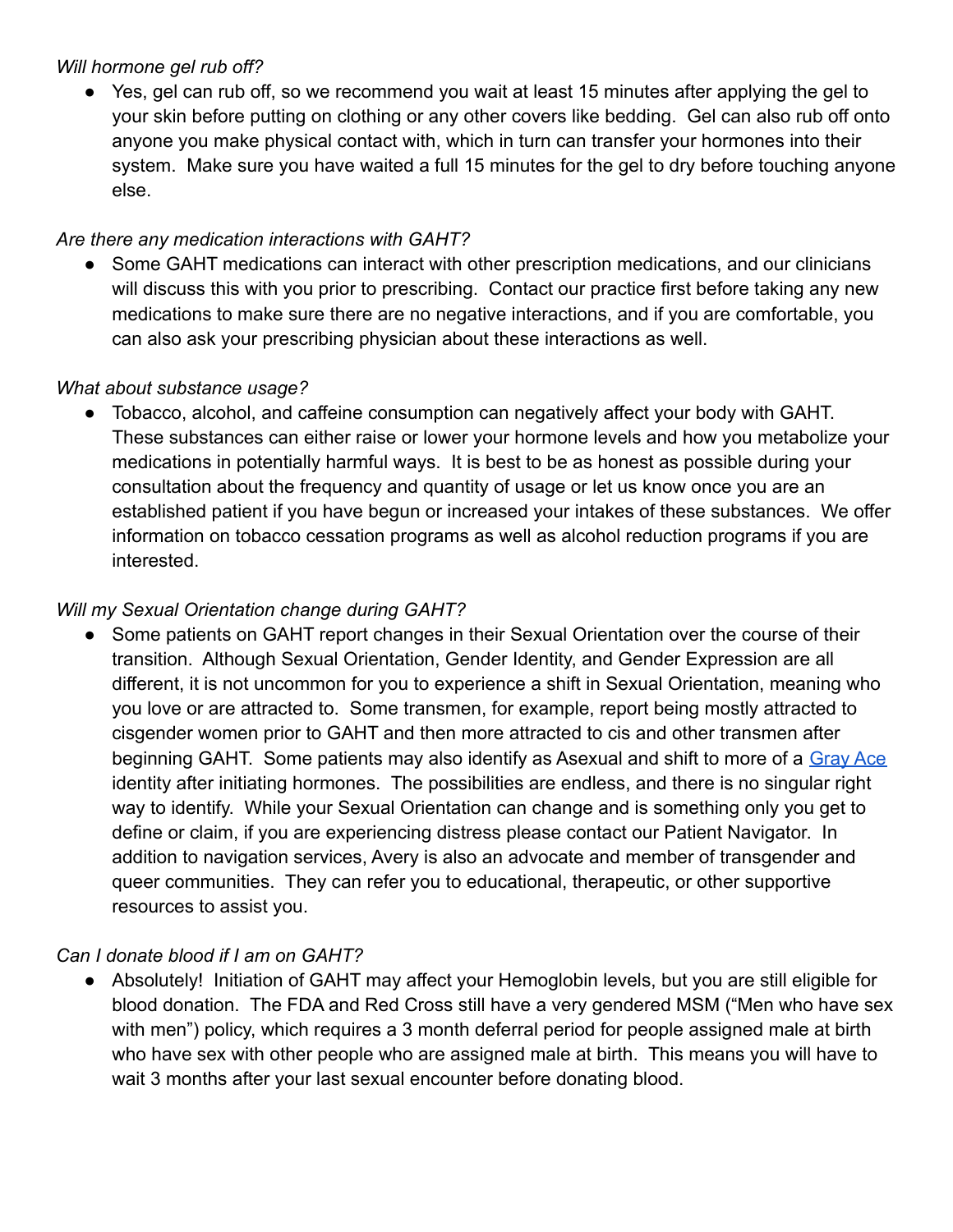*Will hormone gel rub off?*

- Yes, gel can rub off, so we recommend you wait at least 15 minutes after applying the gel to your skin before putting on clothing or any other covers like bedding. Gel can also rub off onto anyone you make physical contact with, which in turn can transfer your hormones into their system. Make sure you have waited a full 15 minutes for the gel to dry before touching anyone else.

*Are there any medication interactions with GAHT?*

- Some GAHT medications can interact with other prescription medications, and our clinicians will discuss this with you prior to prescribing. Contact our practice first before taking any new medications to make sure there are no negative interactions, and if you are comfortable, you can also ask your prescribing physician about these interactions as well.

*What about substance usage?*

- Tobacco, alcohol, and caffeine consumption can negatively affect your body with GAHT. These substances can either raise or lower your hormone levels and how you metabolize your medications in potentially harmful ways. It is best to be as honest as possible during your consultation about the frequency and quantity of usage or let us know once you are an established patient if you have begun or increased your intakes of these substances. We offer information on tobacco cessation programs as well as alcohol reduction programs if you are interested.

*Will my Sexual Orientation change during GAHT?*

- Some patients on GAHT report changes in their Sexual Orientation over the course of their transition. Although Sexual Orientation, Gender Identity, and Gender Expression are all different, it is not uncommon for you to experience a shift in Sexual Orientation, meaning who you love or are attracted to. Some transmen, for example, report being mostly attracted to cisgender women prior to GAHT and then more attracted to cis and other transmen after beginning GAHT. Some patients may also identify as Asexual and shift to more of a [Gray Ace]() identity after initiating hormones. The possibilities are endless, and there is no singular right way to identify. While your Sexual Orientation can change and is something only you get to define or claim, if you are experiencing distress please contact our Patient Navigator. In addition to navigation services, Avery is also an advocate and member of transgender and queer communities. They can refer you to educational, therapeutic, or other supportive resources to assist you.

*Can I donate blood if I am on GAHT?*

- Absolutely! Initiation of GAHT may affect your Hemoglobin levels, but you are still eligible for blood donation. The FDA and Red Cross still have a very gendered MSM ("Men who have sex with men") policy, which requires a 3 month deferral period for people assigned male at birth who have sex with other people who are assigned male at birth. This means you will have to wait 3 months after your last sexual encounter before donating blood.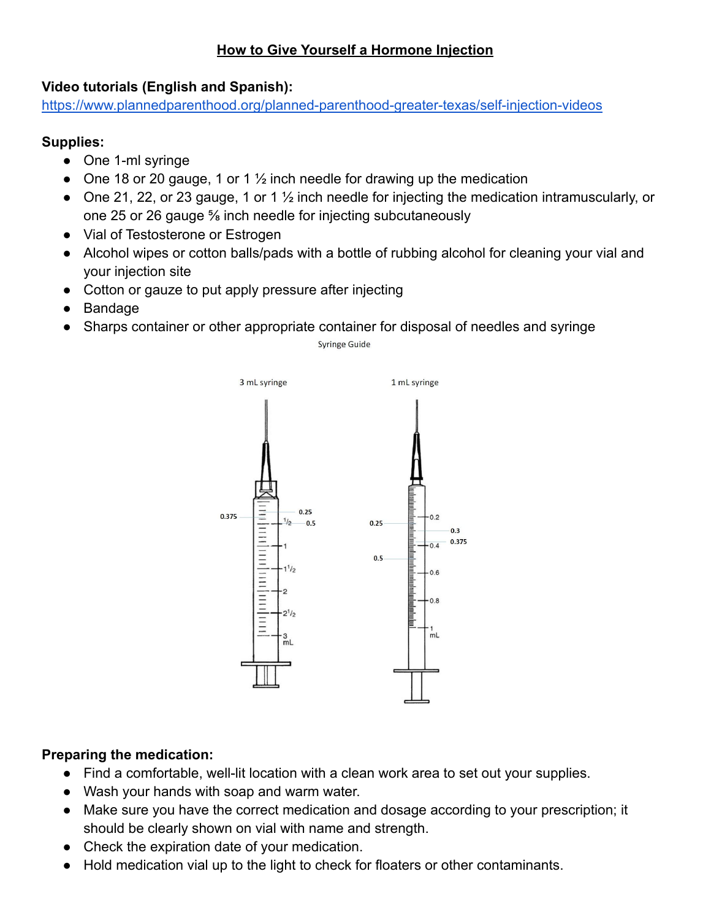# How to Give Yourself a Hormone Injection

**Video tutorials (English and Spanish):**
https://www.plannedparenthood.org/planned-parenthood-greater-texas/self-injection-videos

**Supplies:**

- One 1-ml syringe
- One 18 or 20 gauge, 1 or 1 ½ inch needle for drawing up the medication
- One 21, 22, or 23 gauge, 1 or 1 ½ inch needle for injecting the medication intramuscularly, or one 25 or 26 gauge ⅝ inch needle for injecting subcutaneously
- Vial of Testosterone or Estrogen
- Alcohol wipes or cotton balls/pads with a bottle of rubbing alcohol for cleaning your vial and your injection site
- Cotton or gauze to put apply pressure after injecting
- Bandage
- Sharps container or other appropriate container for disposal of needles and syringe

Syringe Guide

3 mL syringe

1 mL syringe

**Preparing the medication:**

- Find a comfortable, well-lit location with a clean work area to set out your supplies.
- Wash your hands with soap and warm water.
- Make sure you have the correct medication and dosage according to your prescription; it should be clearly shown on vial with name and strength.
- Check the expiration date of your medication.
- Hold medication vial up to the light to check for floaters or other contaminants.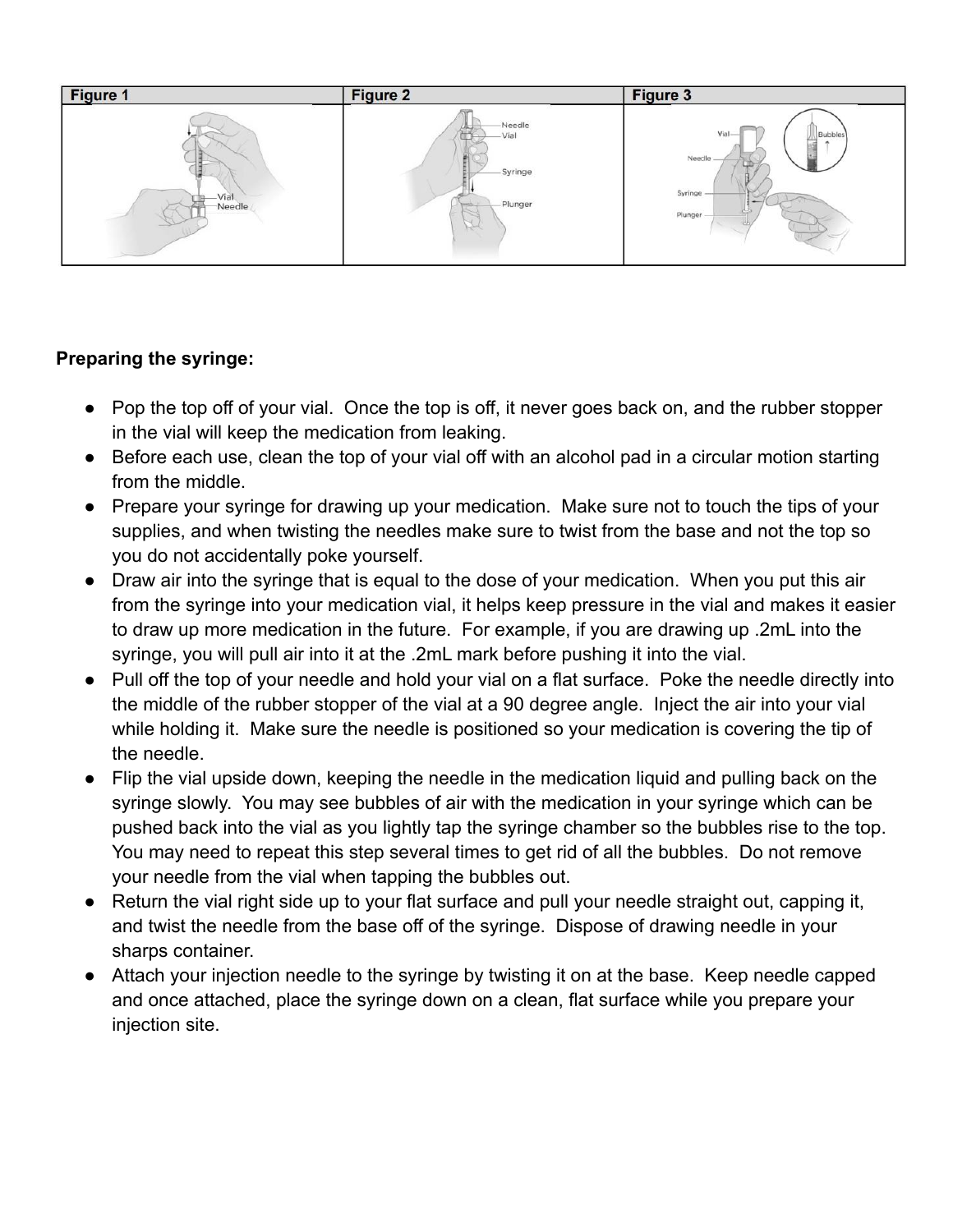| Figure 1 | Figure 2 | Figure 3 |
| --- | --- | --- |
| Vial<br>Needle | Needle<br>Vial<br>Syringe<br>Plunger | Vial<br>Needle<br>Syringe<br>Plunger<br>Bubbles |

**Preparing the syringe:**

- Pop the top off of your vial. Once the top is off, it never goes back on, and the rubber stopper in the vial will keep the medication from leaking.
- Before each use, clean the top of your vial off with an alcohol pad in a circular motion starting from the middle.
- Prepare your syringe for drawing up your medication. Make sure not to touch the tips of your supplies, and when twisting the needles make sure to twist from the base and not the top so you do not accidentally poke yourself.
- Draw air into the syringe that is equal to the dose of your medication. When you put this air from the syringe into your medication vial, it helps keep pressure in the vial and makes it easier to draw up more medication in the future. For example, if you are drawing up .2mL into the syringe, you will pull air into it at the .2mL mark before pushing it into the vial.
- Pull off the top of your needle and hold your vial on a flat surface. Poke the needle directly into the middle of the rubber stopper of the vial at a 90 degree angle. Inject the air into your vial while holding it. Make sure the needle is positioned so your medication is covering the tip of the needle.
- Flip the vial upside down, keeping the needle in the medication liquid and pulling back on the syringe slowly. You may see bubbles of air with the medication in your syringe which can be pushed back into the vial as you lightly tap the syringe chamber so the bubbles rise to the top. You may need to repeat this step several times to get rid of all the bubbles. Do not remove your needle from the vial when tapping the bubbles out.
- Return the vial right side up to your flat surface and pull your needle straight out, capping it, and twist the needle from the base off of the syringe. Dispose of drawing needle in your sharps container.
- Attach your injection needle to the syringe by twisting it on at the base. Keep needle capped and once attached, place the syringe down on a clean, flat surface while you prepare your injection site.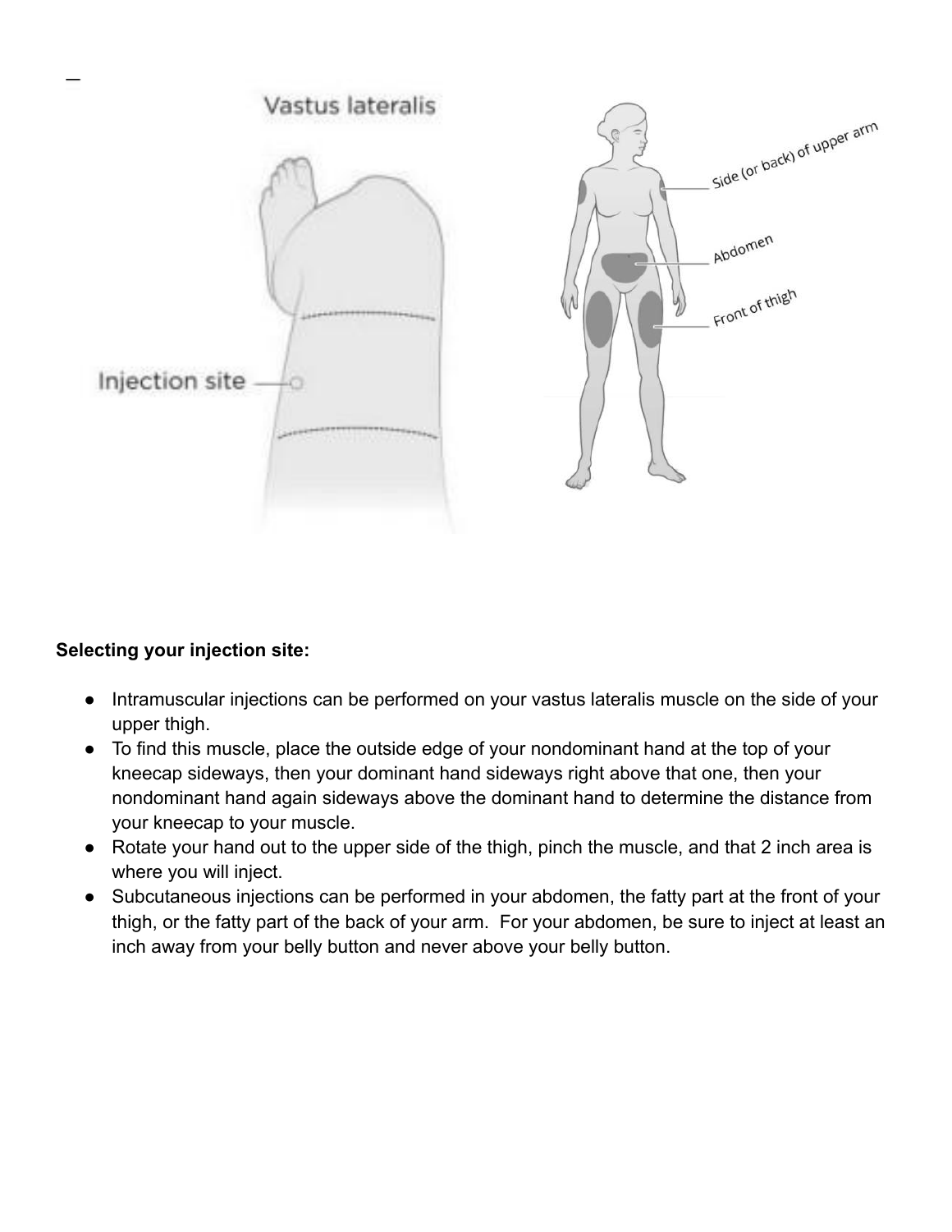**Selecting your injection site:**

- Intramuscular injections can be performed on your vastus lateralis muscle on the side of your upper thigh.
- To find this muscle, place the outside edge of your nondominant hand at the top of your kneecap sideways, then your dominant hand sideways right above that one, then your nondominant hand again sideways above the dominant hand to determine the distance from your kneecap to your muscle.
- Rotate your hand out to the upper side of the thigh, pinch the muscle, and that 2 inch area is where you will inject.
- Subcutaneous injections can be performed in your abdomen, the fatty part at the front of your thigh, or the fatty part of the back of your arm. For your abdomen, be sure to inject at least an inch away from your belly button and never above your belly button.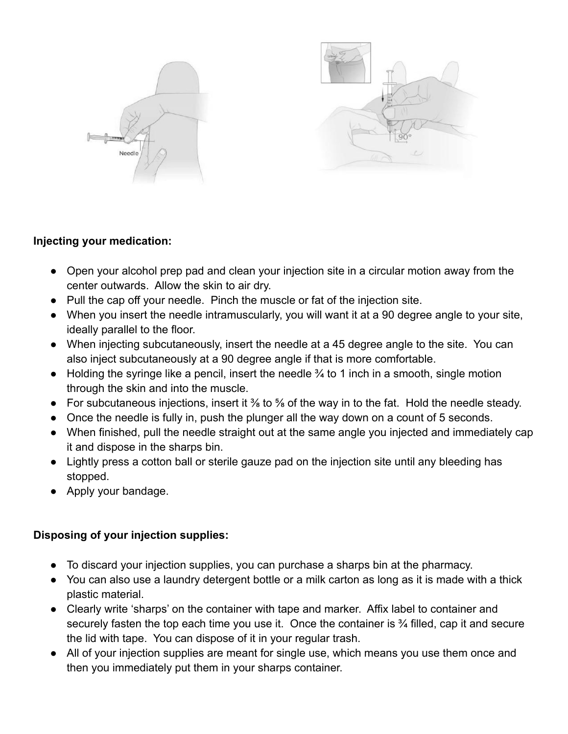**Injecting your medication:**

- Open your alcohol prep pad and clean your injection site in a circular motion away from the center outwards. Allow the skin to air dry.
- Pull the cap off your needle. Pinch the muscle or fat of the injection site.
- When you insert the needle intramuscularly, you will want it at a 90 degree angle to your site, ideally parallel to the floor.
- When injecting subcutaneously, insert the needle at a 45 degree angle to the site. You can also inject subcutaneously at a 90 degree angle if that is more comfortable.
- Holding the syringe like a pencil, insert the needle ¾ to 1 inch in a smooth, single motion through the skin and into the muscle.
- For subcutaneous injections, insert it ⅜ to ⅝ of the way in to the fat. Hold the needle steady.
- Once the needle is fully in, push the plunger all the way down on a count of 5 seconds.
- When finished, pull the needle straight out at the same angle you injected and immediately cap it and dispose in the sharps bin.
- Lightly press a cotton ball or sterile gauze pad on the injection site until any bleeding has stopped.
- Apply your bandage.

**Disposing of your injection supplies:**

- To discard your injection supplies, you can purchase a sharps bin at the pharmacy.
- You can also use a laundry detergent bottle or a milk carton as long as it is made with a thick plastic material.
- Clearly write 'sharps' on the container with tape and marker. Affix label to container and securely fasten the top each time you use it. Once the container is ¾ filled, cap it and secure the lid with tape. You can dispose of it in your regular trash.
- All of your injection supplies are meant for single use, which means you use them once and then you immediately put them in your sharps container.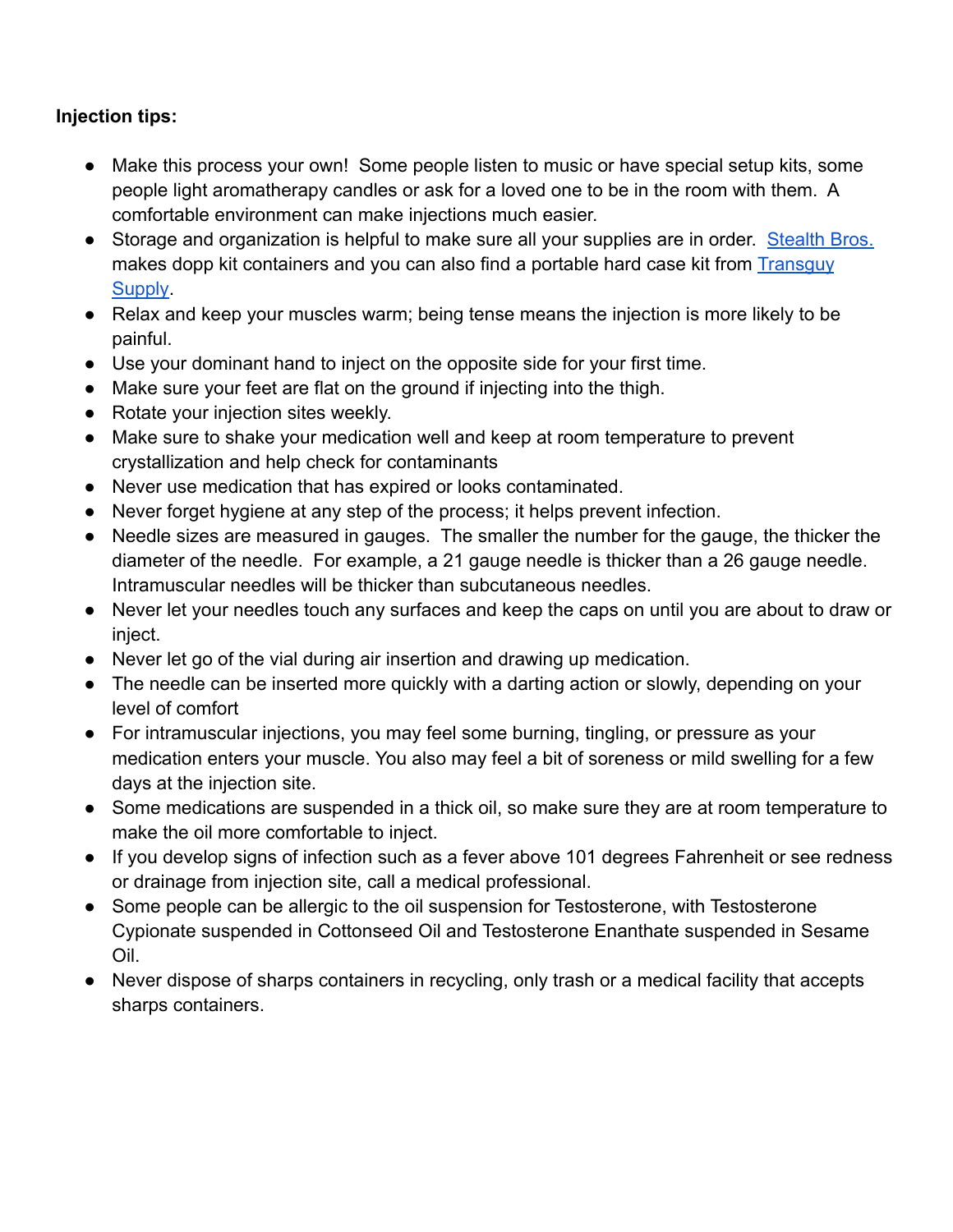**Injection tips:**

- Make this process your own! Some people listen to music or have special setup kits, some people light aromatherapy candles or ask for a loved one to be in the room with them. A comfortable environment can make injections much easier.
- Storage and organization is helpful to make sure all your supplies are in order. [Stealth Bros.](#) makes dopp kit containers and you can also find a portable hard case kit from [Transguy Supply](#).
- Relax and keep your muscles warm; being tense means the injection is more likely to be painful.
- Use your dominant hand to inject on the opposite side for your first time.
- Make sure your feet are flat on the ground if injecting into the thigh.
- Rotate your injection sites weekly.
- Make sure to shake your medication well and keep at room temperature to prevent crystallization and help check for contaminants
- Never use medication that has expired or looks contaminated.
- Never forget hygiene at any step of the process; it helps prevent infection.
- Needle sizes are measured in gauges. The smaller the number for the gauge, the thicker the diameter of the needle. For example, a 21 gauge needle is thicker than a 26 gauge needle. Intramuscular needles will be thicker than subcutaneous needles.
- Never let your needles touch any surfaces and keep the caps on until you are about to draw or inject.
- Never let go of the vial during air insertion and drawing up medication.
- The needle can be inserted more quickly with a darting action or slowly, depending on your level of comfort
- For intramuscular injections, you may feel some burning, tingling, or pressure as your medication enters your muscle. You also may feel a bit of soreness or mild swelling for a few days at the injection site.
- Some medications are suspended in a thick oil, so make sure they are at room temperature to make the oil more comfortable to inject.
- If you develop signs of infection such as a fever above 101 degrees Fahrenheit or see redness or drainage from injection site, call a medical professional.
- Some people can be allergic to the oil suspension for Testosterone, with Testosterone Cypionate suspended in Cottonseed Oil and Testosterone Enanthate suspended in Sesame Oil.
- Never dispose of sharps containers in recycling, only trash or a medical facility that accepts sharps containers.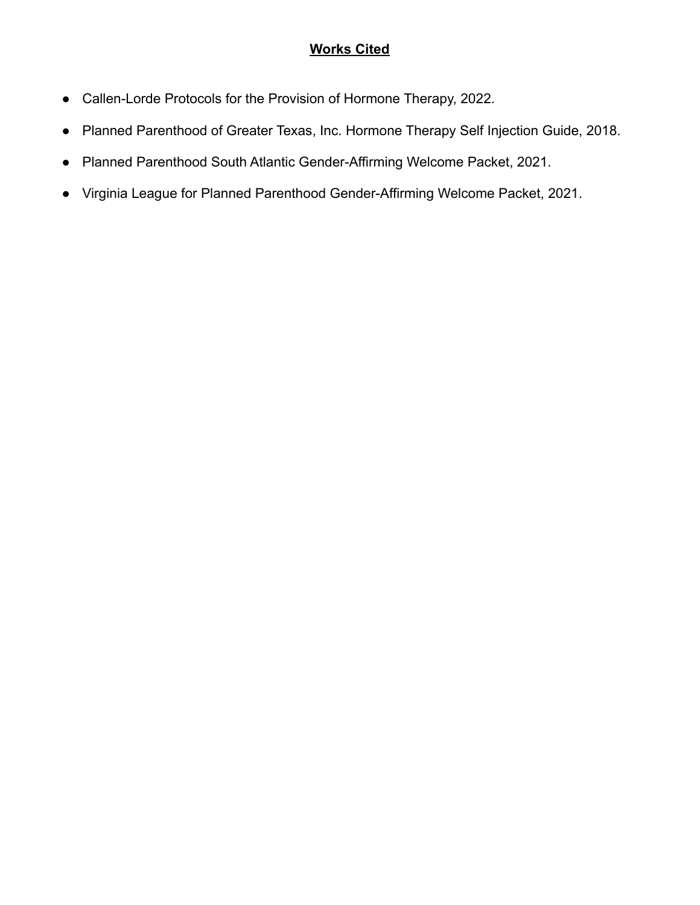# **Works Cited**

- Callen-Lorde Protocols for the Provision of Hormone Therapy, 2022.
- Planned Parenthood of Greater Texas, Inc. Hormone Therapy Self Injection Guide, 2018.
- Planned Parenthood South Atlantic Gender-Affirming Welcome Packet, 2021.
- Virginia League for Planned Parenthood Gender-Affirming Welcome Packet, 2021.